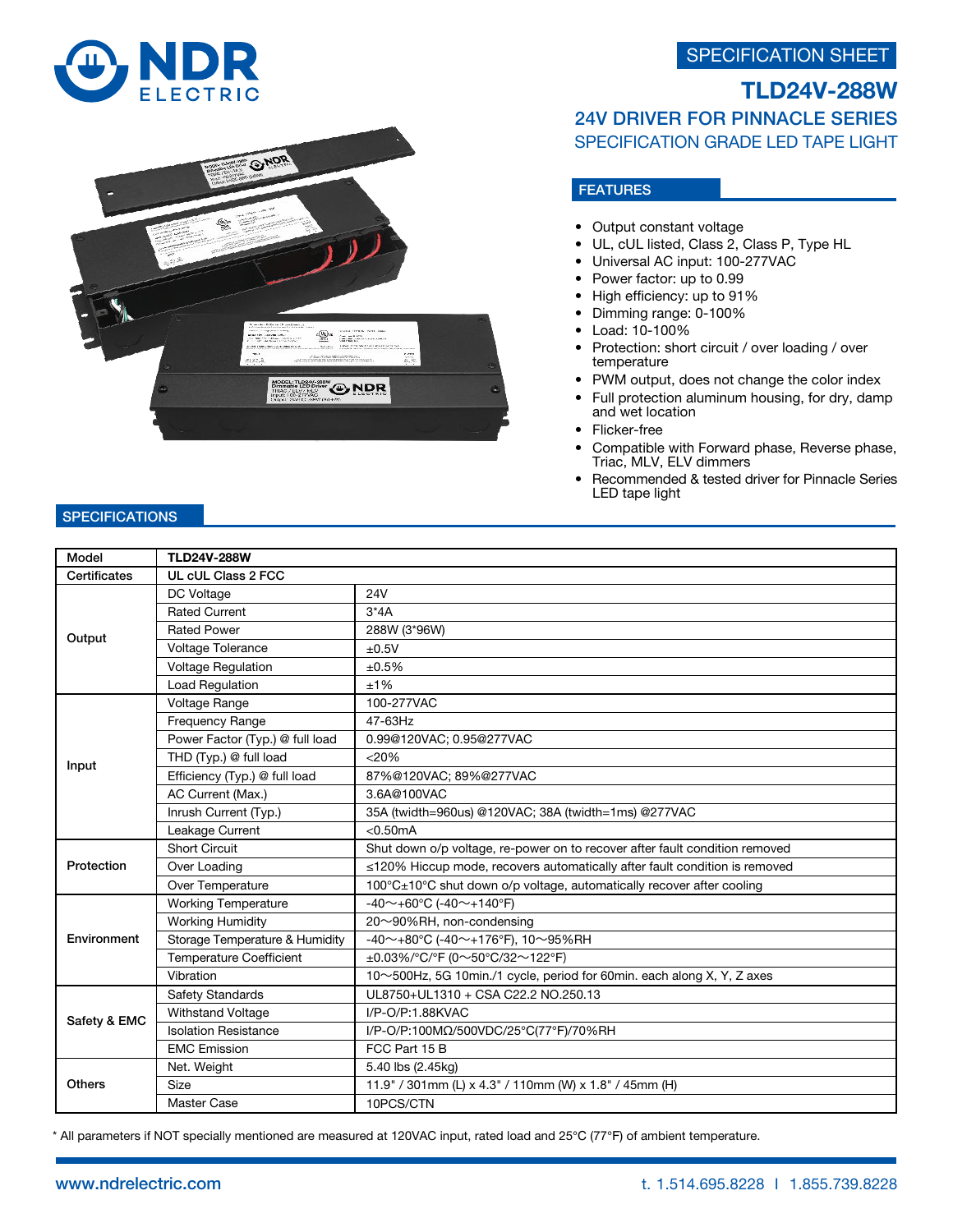# NDR ELECTRIC

SPECIFICATION SHEET

# TLD24V-288W

## 24V DRIVER FOR PINNACLE SERIES

### SPECIFICATION GRADE LED TAPE LIGHT

## FEATURES

- Output constant voltage
- UL, cUL listed, Class 2, Class P, Type HL
- Universal AC input: 100-277VAC
- Power factor: up to 0.99
- High efficiency: up to 91%
- Dimming range: 0-100%
- Load: 10-100%
- Protection: short circuit / over loading / over temperature
- PWM output, does not change the color index
- Full protection aluminum housing, for dry, damp and wet location
- Flicker-free
- Compatible with Forward phase, Reverse phase, Triac, MLV, ELV dimmers
- Recommended & tested driver for Pinnacle Series LED tape light

## SPECIFICATIONS

| Model | TLD24V-288W | |
|---|---|---|
| Certificates | UL cUL Class 2 FCC | |
| Output | DC Voltage | 24V |
| | Rated Current | 3*4A |
| | Rated Power | 288W (3*96W) |
| | Voltage Tolerance | ±0.5V |
| | Voltage Regulation | ±0.5% |
| | Load Regulation | ±1% |
| Input | Voltage Range | 100-277VAC |
| | Frequency Range | 47-63Hz |
| | Power Factor (Typ.) @ full load | 0.99@120VAC; 0.95@277VAC |
| | THD (Typ.) @ full load | <20% |
| | Efficiency (Typ.) @ full load | 87%@120VAC; 89%@277VAC |
| | AC Current (Max.) | 3.6A@100VAC |
| | Inrush Current (Typ.) | 35A (twidth=960us) @120VAC; 38A (twidth=1ms) @277VAC |
| | Leakage Current | <0.50mA |
| Protection | Short Circuit | Shut down o/p voltage, re-power on to recover after fault condition removed |
| | Over Loading | ≤120% Hiccup mode, recovers automatically after fault condition is removed |
| | Over Temperature | 100°C±10°C shut down o/p voltage, automatically recover after cooling |
| Environment | Working Temperature | -40～+60°C (-40～+140°F) |
| | Working Humidity | 20～90%RH, non-condensing |
| | Storage Temperature & Humidity | -40～+80°C (-40～+176°F), 10～95%RH |
| | Temperature Coefficient | ±0.03%/°C/°F (0～50°C/32～122°F) |
| | Vibration | 10～500Hz, 5G 10min./1 cycle, period for 60min. each along X, Y, Z axes |
| Safety & EMC | Safety Standards | UL8750+UL1310 + CSA C22.2 NO.250.13 |
| | Withstand Voltage | I/P-O/P:1.88KVAC |
| | Isolation Resistance | I/P-O/P:100MΩ/500VDC/25°C(77°F)/70%RH |
| | EMC Emission | FCC Part 15 B |
| Others | Net. Weight | 5.40 lbs (2.45kg) |
| | Size | 11.9" / 301mm (L) x 4.3" / 110mm (W) x 1.8" / 45mm (H) |
| | Master Case | 10PCS/CTN |

* All parameters if NOT specially mentioned are measured at 120VAC input, rated load and 25°C (77°F) of ambient temperature.

www.ndrelectric.com t. 1.514.695.8228 I 1.855.739.8228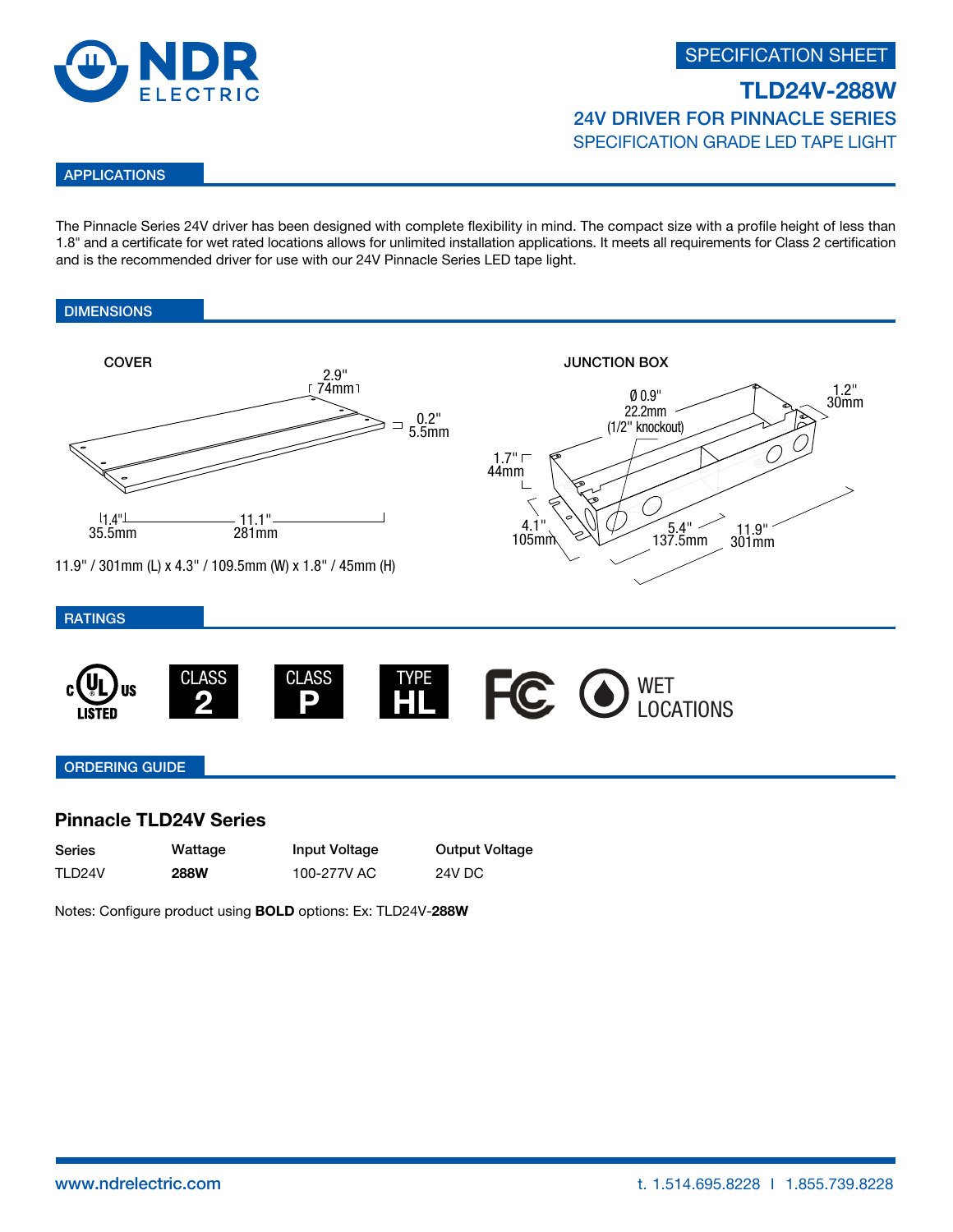SPECIFICATION SHEET

# TLD24V-288W

## 24V DRIVER FOR PINNACLE SERIES

SPECIFICATION GRADE LED TAPE LIGHT

## APPLICATIONS

The Pinnacle Series 24V driver has been designed with complete flexibility in mind. The compact size with a profile height of less than 1.8" and a certificate for wet rated locations allows for unlimited installation applications. It meets all requirements for Class 2 certification and is the recommended driver for use with our 24V Pinnacle Series LED tape light.

## DIMENSIONS

COVER

2.9"
74mm

0.2"
5.5mm

1.4"
35.5mm

11.1"
281mm

JUNCTION BOX

Ø 0.9"
22.2mm
(1/2" knockout)

1.2"
30mm

1.7"
44mm

4.1"
105mm

5.4"
137.5mm

11.9"
301mm

11.9" / 301mm (L) x 4.3" / 109.5mm (W) x 1.8" / 45mm (H)

## RATINGS

c UL us LISTED

CLASS 2

CLASS P

TYPE HL

FC

WET LOCATIONS

## ORDERING GUIDE

### Pinnacle TLD24V Series

| Series | Wattage | Input Voltage | Output Voltage |
|---|---|---|---|
| TLD24V | **288W** | 100-277V AC | 24V DC |

Notes: Configure product using **BOLD** options: Ex: TLD24V-**288W**

www.ndrelectric.com

t. 1.514.695.8228 I 1.855.739.8228